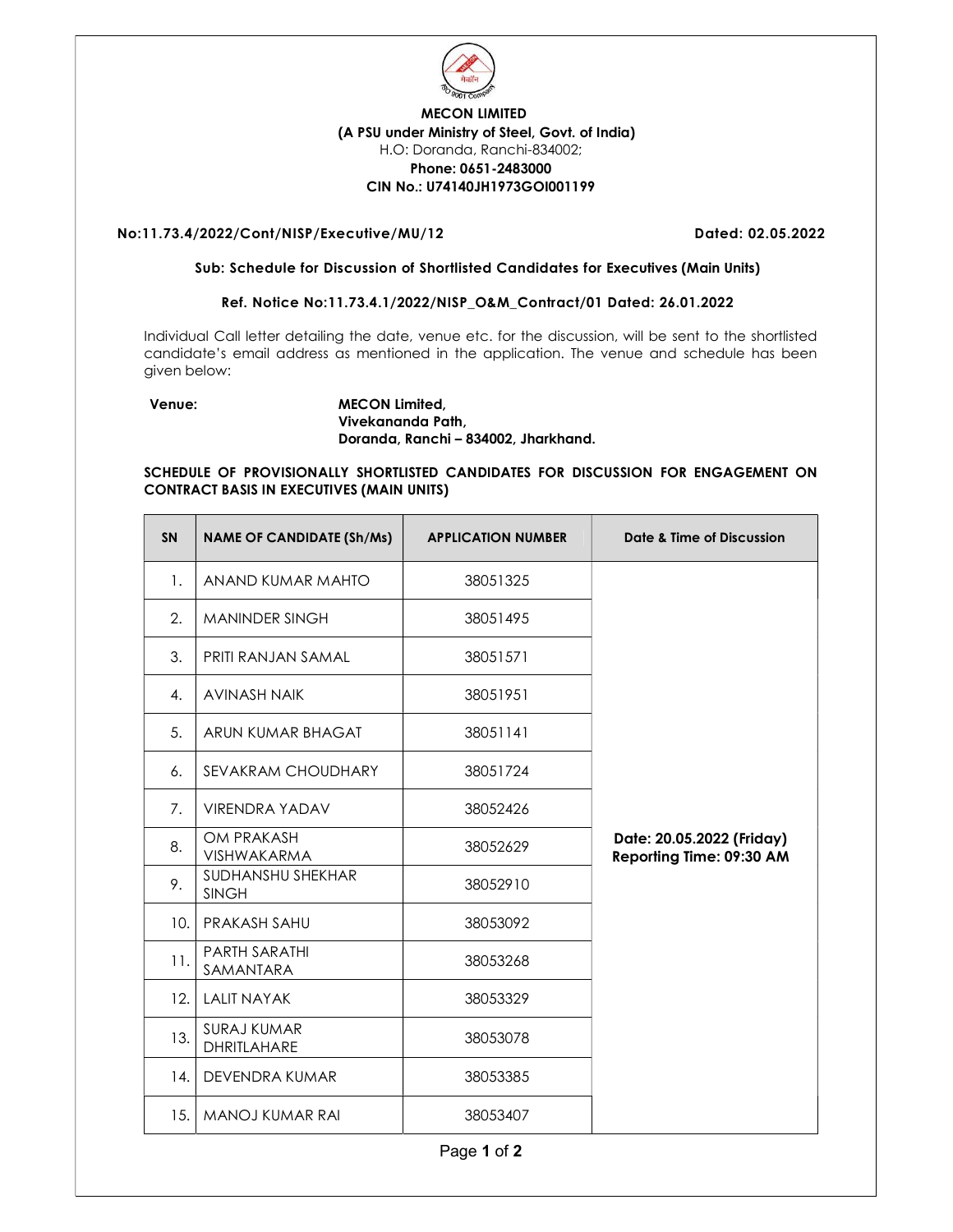**MECON LIMITED**
**(A PSU under Ministry of Steel, Govt. of India)**
H.O: Doranda, Ranchi-834002;
**Phone: 0651-2483000**
**CIN No.: U74140JH1973GOI001199**

**No:11.73.4/2022/Cont/NISP/Executive/MU/12** **Dated: 02.05.2022**

**Sub: Schedule for Discussion of Shortlisted Candidates for Executives (Main Units)**

**Ref. Notice No:11.73.4.1/2022/NISP_O&M_Contract/01 Dated: 26.01.2022**

Individual Call letter detailing the date, venue etc. for the discussion, will be sent to the shortlisted candidate's email address as mentioned in the application. The venue and schedule has been given below:

**Venue:** **MECON Limited,**
**Vivekananda Path,**
**Doranda, Ranchi – 834002, Jharkhand.**

**SCHEDULE OF PROVISIONALLY SHORTLISTED CANDIDATES FOR DISCUSSION FOR ENGAGEMENT ON CONTRACT BASIS IN EXECUTIVES (MAIN UNITS)**

| SN | NAME OF CANDIDATE (Sh/Ms) | APPLICATION NUMBER | Date & Time of Discussion |
|---|---|---|---|
| 1. | ANAND KUMAR MAHTO | 38051325 | **Date: 20.05.2022 (Friday) Reporting Time: 09:30 AM** |
| 2. | MANINDER SINGH | 38051495 | |
| 3. | PRITI RANJAN SAMAL | 38051571 | |
| 4. | AVINASH NAIK | 38051951 | |
| 5. | ARUN KUMAR BHAGAT | 38051141 | |
| 6. | SEVAKRAM CHOUDHARY | 38051724 | |
| 7. | VIRENDRA YADAV | 38052426 | |
| 8. | OM PRAKASH VISHWAKARMA | 38052629 | |
| 9. | SUDHANSHU SHEKHAR SINGH | 38052910 | |
| 10. | PRAKASH SAHU | 38053092 | |
| 11. | PARTH SARATHI SAMANTARA | 38053268 | |
| 12. | LALIT NAYAK | 38053329 | |
| 13. | SURAJ KUMAR DHRITLAHARE | 38053078 | |
| 14. | DEVENDRA KUMAR | 38053385 | |
| 15. | MANOJ KUMAR RAI | 38053407 | |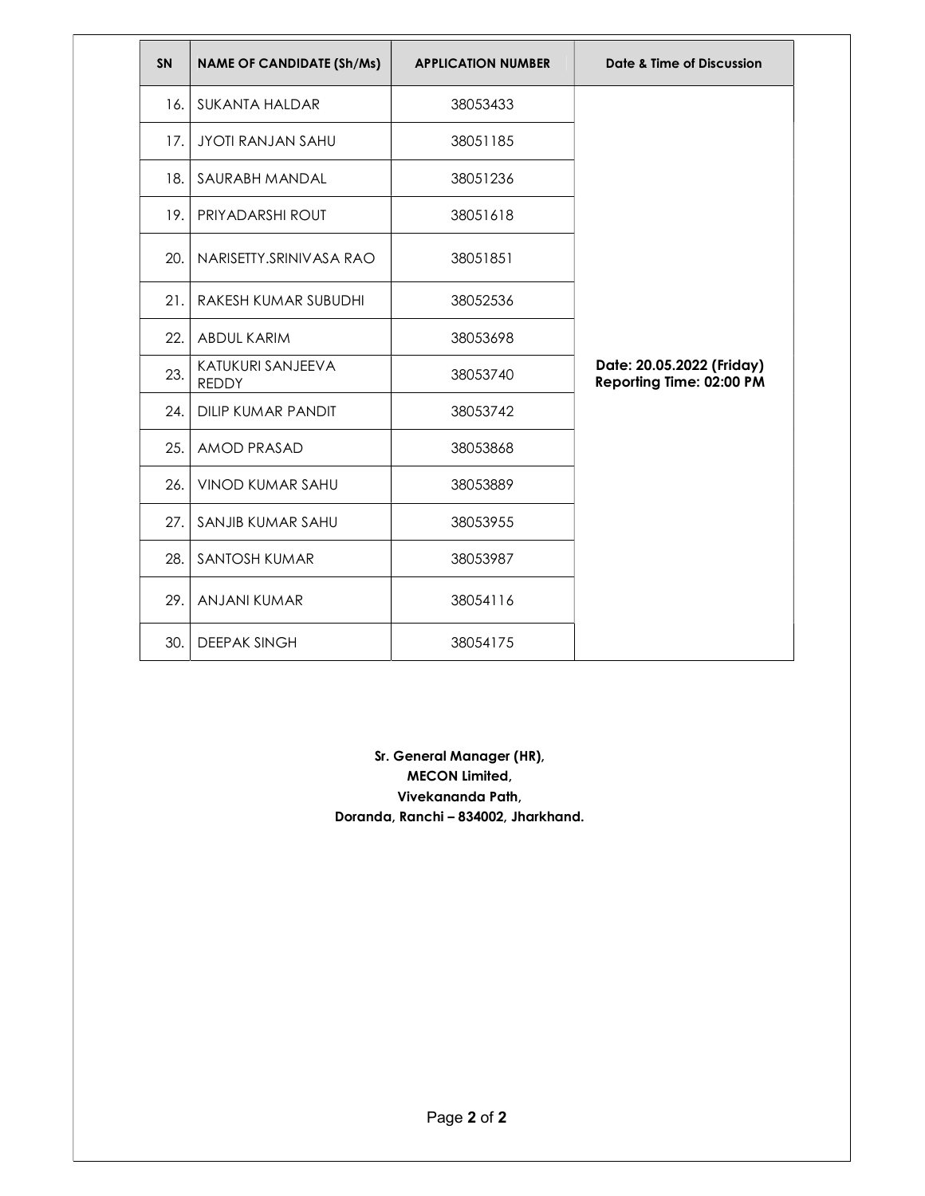| SN | NAME OF CANDIDATE (Sh/Ms) | APPLICATION NUMBER | Date & Time of Discussion |
|---|---|---|---|
| 16. | SUKANTA HALDAR | 38053433 | **Date: 20.05.2022 (Friday) Reporting Time: 02:00 PM** |
| 17. | JYOTI RANJAN SAHU | 38051185 | |
| 18. | SAURABH MANDAL | 38051236 | |
| 19. | PRIYADARSHI ROUT | 38051618 | |
| 20. | NARISETTY.SRINIVASA RAO | 38051851 | |
| 21. | RAKESH KUMAR SUBUDHI | 38052536 | |
| 22. | ABDUL KARIM | 38053698 | |
| 23. | KATUKURI SANJEEVA REDDY | 38053740 | |
| 24. | DILIP KUMAR PANDIT | 38053742 | |
| 25. | AMOD PRASAD | 38053868 | |
| 26. | VINOD KUMAR SAHU | 38053889 | |
| 27. | SANJIB KUMAR SAHU | 38053955 | |
| 28. | SANTOSH KUMAR | 38053987 | |
| 29. | ANJANI KUMAR | 38054116 | |
| 30. | DEEPAK SINGH | 38054175 | |

**Sr. General Manager (HR),**
**MECON Limited,**
**Vivekananda Path,**
**Doranda, Ranchi – 834002, Jharkhand.**